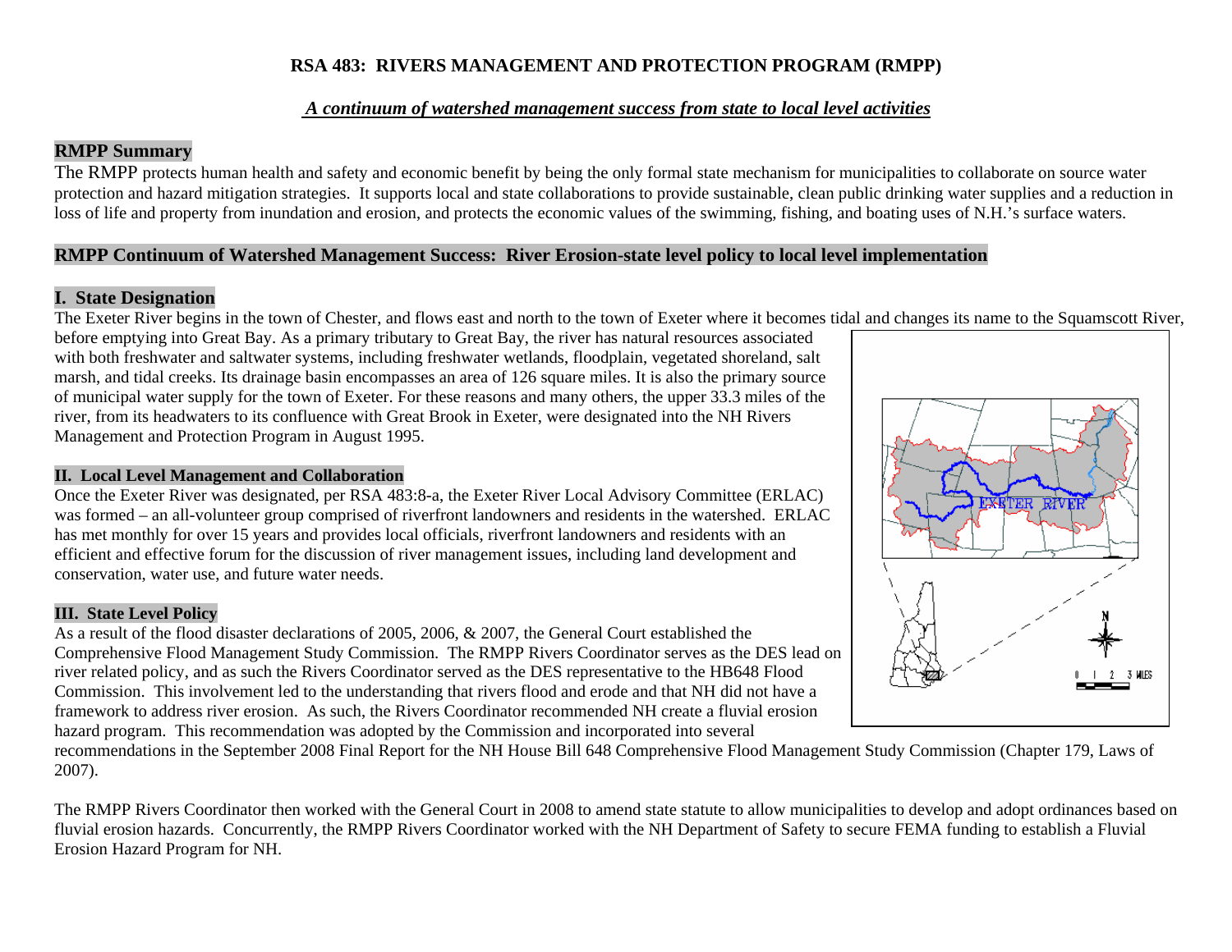# RSA 483: RIVERS MANAGEMENT AND PROTECTION PROGRAM (RMPP)

***A continuum of watershed management success from state to local level activities***

## RMPP Summary

The RMPP protects human health and safety and economic benefit by being the only formal state mechanism for municipalities to collaborate on source water protection and hazard mitigation strategies. It supports local and state collaborations to provide sustainable, clean public drinking water supplies and a reduction in loss of life and property from inundation and erosion, and protects the economic values of the swimming, fishing, and boating uses of N.H.'s surface waters.

## RMPP Continuum of Watershed Management Success: River Erosion-state level policy to local level implementation

## I. State Designation

The Exeter River begins in the town of Chester, and flows east and north to the town of Exeter where it becomes tidal and changes its name to the Squamscott River, before emptying into Great Bay. As a primary tributary to Great Bay, the river has natural resources associated with both freshwater and saltwater systems, including freshwater wetlands, floodplain, vegetated shoreland, salt marsh, and tidal creeks. Its drainage basin encompasses an area of 126 square miles. It is also the primary source of municipal water supply for the town of Exeter. For these reasons and many others, the upper 33.3 miles of the river, from its headwaters to its confluence with Great Brook in Exeter, were designated into the NH Rivers Management and Protection Program in August 1995.

### II. Local Level Management and Collaboration

Once the Exeter River was designated, per RSA 483:8-a, the Exeter River Local Advisory Committee (ERLAC) was formed – an all-volunteer group comprised of riverfront landowners and residents in the watershed. ERLAC has met monthly for over 15 years and provides local officials, riverfront landowners and residents with an efficient and effective forum for the discussion of river management issues, including land development and conservation, water use, and future water needs.

### III. State Level Policy

As a result of the flood disaster declarations of 2005, 2006, & 2007, the General Court established the Comprehensive Flood Management Study Commission. The RMPP Rivers Coordinator serves as the DES lead on river related policy, and as such the Rivers Coordinator served as the DES representative to the HB648 Flood Commission. This involvement led to the understanding that rivers flood and erode and that NH did not have a framework to address river erosion. As such, the Rivers Coordinator recommended NH create a fluvial erosion hazard program. This recommendation was adopted by the Commission and incorporated into several recommendations in the September 2008 Final Report for the NH House Bill 648 Comprehensive Flood Management Study Commission (Chapter 179, Laws of 2007).

The RMPP Rivers Coordinator then worked with the General Court in 2008 to amend state statute to allow municipalities to develop and adopt ordinances based on fluvial erosion hazards. Concurrently, the RMPP Rivers Coordinator worked with the NH Department of Safety to secure FEMA funding to establish a Fluvial Erosion Hazard Program for NH.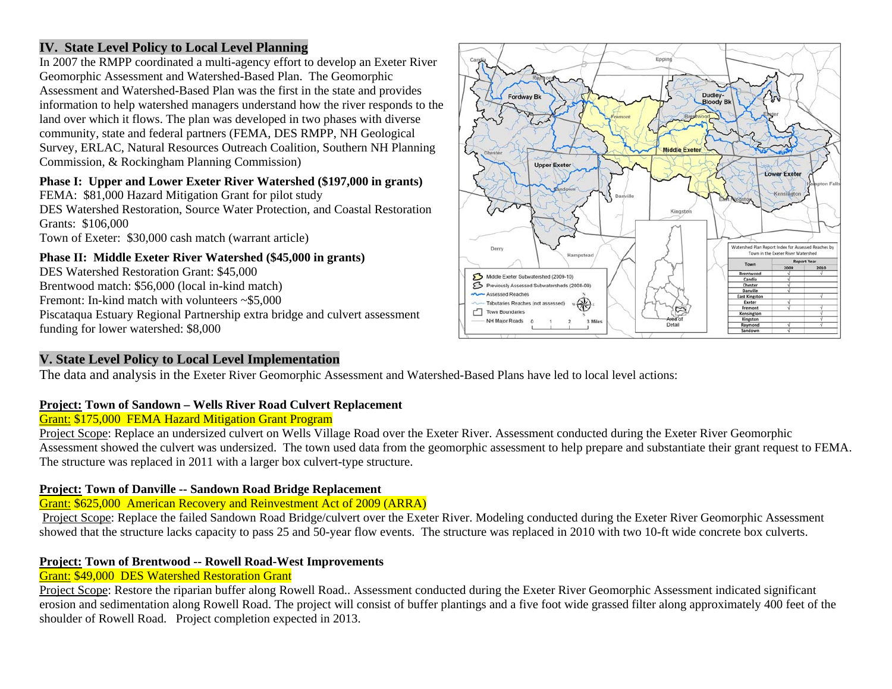## IV. State Level Policy to Local Level Planning

In 2007 the RMPP coordinated a multi-agency effort to develop an Exeter River Geomorphic Assessment and Watershed-Based Plan. The Geomorphic Assessment and Watershed-Based Plan was the first in the state and provides information to help watershed managers understand how the river responds to the land over which it flows. The plan was developed in two phases with diverse community, state and federal partners (FEMA, DES RMPP, NH Geological Survey, ERLAC, Natural Resources Outreach Coalition, Southern NH Planning Commission, & Rockingham Planning Commission)

**Phase I: Upper and Lower Exeter River Watershed ($197,000 in grants)**
FEMA: $81,000 Hazard Mitigation Grant for pilot study
DES Watershed Restoration, Source Water Protection, and Coastal Restoration Grants: $106,000
Town of Exeter: $30,000 cash match (warrant article)

**Phase II: Middle Exeter River Watershed ($45,000 in grants)**
DES Watershed Restoration Grant: $45,000
Brentwood match: $56,000 (local in-kind match)
Fremont: In-kind match with volunteers ~$5,000
Piscataqua Estuary Regional Partnership extra bridge and culvert assessment funding for lower watershed: $8,000

Watershed Plan Report Index for Assessed Reaches by Town in the Exeter River Watershed

| Town | Report Year | |
|---|---|---|
| | 2009 | 2010 |
| Brentwood | √ | √ |
| Candia | √ | |
| Chester | √ | |
| Danville | √ | |
| East Kingston | | √ |
| Exeter | √ | |
| Fremont | √ | √ |
| Kensington | | √ |
| Kingston | | √ |
| Raymond | √ | √ |
| Sandown | √ | |

## V. State Level Policy to Local Level Implementation

The data and analysis in the Exeter River Geomorphic Assessment and Watershed-Based Plans have led to local level actions:

**Project: Town of Sandown – Wells River Road Culvert Replacement**
Grant: $175,000 FEMA Hazard Mitigation Grant Program
Project Scope: Replace an undersized culvert on Wells Village Road over the Exeter River. Assessment conducted during the Exeter River Geomorphic Assessment showed the culvert was undersized. The town used data from the geomorphic assessment to help prepare and substantiate their grant request to FEMA. The structure was replaced in 2011 with a larger box culvert-type structure.

**Project: Town of Danville -- Sandown Road Bridge Replacement**
Grant: $625,000 American Recovery and Reinvestment Act of 2009 (ARRA)
Project Scope: Replace the failed Sandown Road Bridge/culvert over the Exeter River. Modeling conducted during the Exeter River Geomorphic Assessment showed that the structure lacks capacity to pass 25 and 50-year flow events. The structure was replaced in 2010 with two 10-ft wide concrete box culverts.

**Project: Town of Brentwood -- Rowell Road-West Improvements**
Grant: $49,000 DES Watershed Restoration Grant
Project Scope: Restore the riparian buffer along Rowell Road.. Assessment conducted during the Exeter River Geomorphic Assessment indicated significant erosion and sedimentation along Rowell Road. The project will consist of buffer plantings and a five foot wide grassed filter along approximately 400 feet of the shoulder of Rowell Road. Project completion expected in 2013.